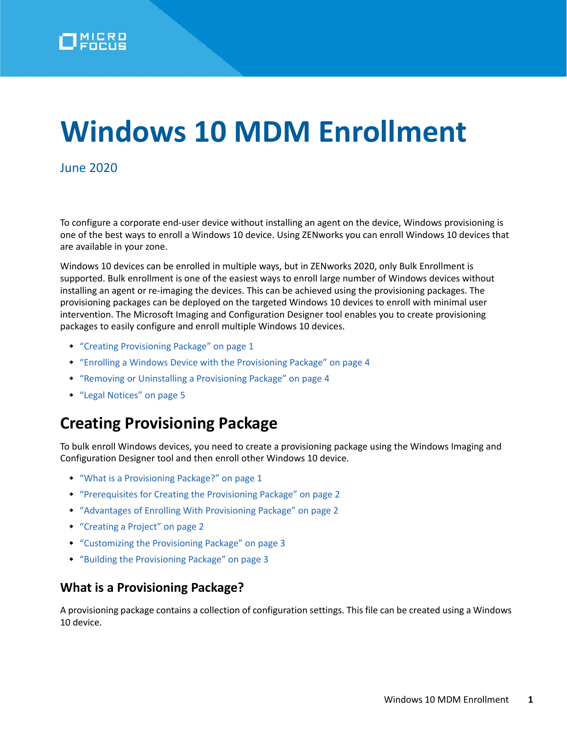# Windows 10 MDM Enrollment

June 2020

To configure a corporate end-user device without installing an agent on the device, Windows provisioning is one of the best ways to enroll a Windows 10 device. Using ZENworks you can enroll Windows 10 devices that are available in your zone.

Windows 10 devices can be enrolled in multiple ways, but in ZENworks 2020, only Bulk Enrollment is supported. Bulk enrollment is one of the easiest ways to enroll large number of Windows devices without installing an agent or re-imaging the devices. This can be achieved using the provisioning packages. The provisioning packages can be deployed on the targeted Windows 10 devices to enroll with minimal user intervention. The Microsoft Imaging and Configuration Designer tool enables you to create provisioning packages to easily configure and enroll multiple Windows 10 devices.

- "Creating Provisioning Package" on page 1
- "Enrolling a Windows Device with the Provisioning Package" on page 4
- "Removing or Uninstalling a Provisioning Package" on page 4
- "Legal Notices" on page 5

## Creating Provisioning Package

To bulk enroll Windows devices, you need to create a provisioning package using the Windows Imaging and Configuration Designer tool and then enroll other Windows 10 device.

- "What is a Provisioning Package?" on page 1
- "Prerequisites for Creating the Provisioning Package" on page 2
- "Advantages of Enrolling With Provisioning Package" on page 2
- "Creating a Project" on page 2
- "Customizing the Provisioning Package" on page 3
- "Building the Provisioning Package" on page 3

### What is a Provisioning Package?

A provisioning package contains a collection of configuration settings. This file can be created using a Windows 10 device.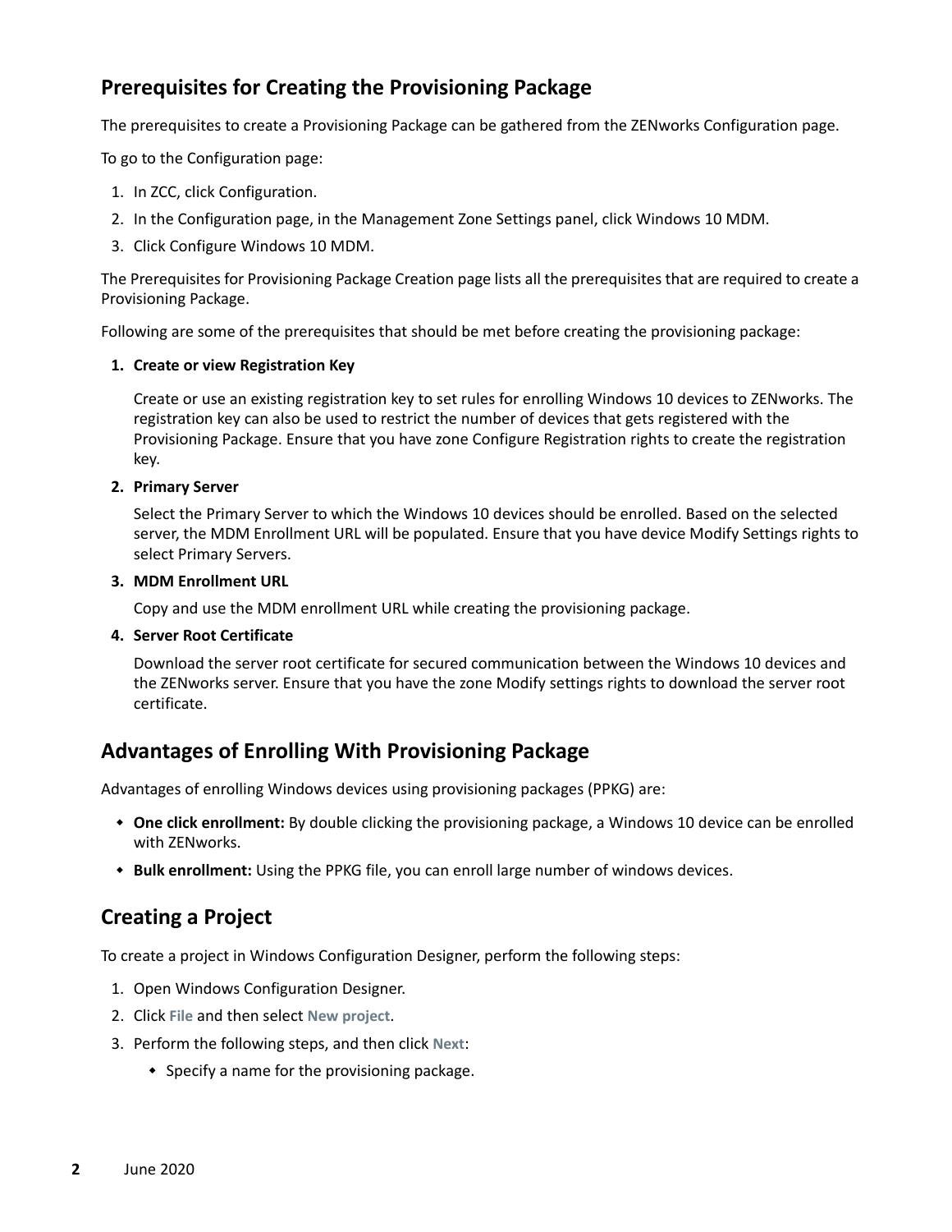## Prerequisites for Creating the Provisioning Package

The prerequisites to create a Provisioning Package can be gathered from the ZENworks Configuration page.

To go to the Configuration page:

1. In ZCC, click Configuration.
2. In the Configuration page, in the Management Zone Settings panel, click Windows 10 MDM.
3. Click Configure Windows 10 MDM.

The Prerequisites for Provisioning Package Creation page lists all the prerequisites that are required to create a Provisioning Package.

Following are some of the prerequisites that should be met before creating the provisioning package:

1. **Create or view Registration Key**

   Create or use an existing registration key to set rules for enrolling Windows 10 devices to ZENworks. The registration key can also be used to restrict the number of devices that gets registered with the Provisioning Package. Ensure that you have zone Configure Registration rights to create the registration key.

2. **Primary Server**

   Select the Primary Server to which the Windows 10 devices should be enrolled. Based on the selected server, the MDM Enrollment URL will be populated. Ensure that you have device Modify Settings rights to select Primary Servers.

3. **MDM Enrollment URL**

   Copy and use the MDM enrollment URL while creating the provisioning package.

4. **Server Root Certificate**

   Download the server root certificate for secured communication between the Windows 10 devices and the ZENworks server. Ensure that you have the zone Modify settings rights to download the server root certificate.

## Advantages of Enrolling With Provisioning Package

Advantages of enrolling Windows devices using provisioning packages (PPKG) are:

- **One click enrollment:** By double clicking the provisioning package, a Windows 10 device can be enrolled with ZENworks.
- **Bulk enrollment:** Using the PPKG file, you can enroll large number of windows devices.

## Creating a Project

To create a project in Windows Configuration Designer, perform the following steps:

1. Open Windows Configuration Designer.
2. Click **File** and then select **New project**.
3. Perform the following steps, and then click **Next**:
   - Specify a name for the provisioning package.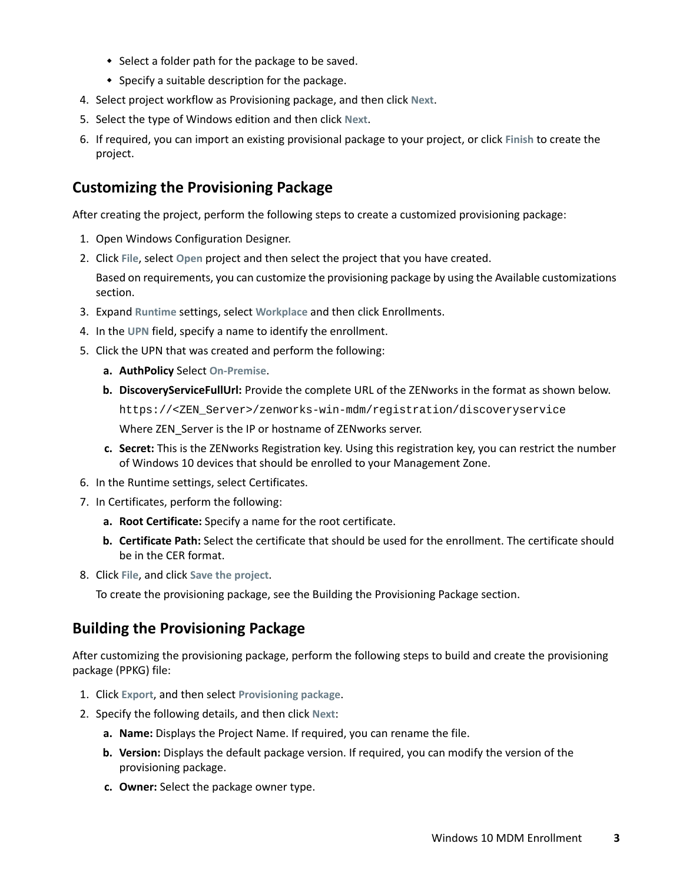- Select a folder path for the package to be saved.
- Specify a suitable description for the package.

4. Select project workflow as Provisioning package, and then click **Next**.
5. Select the type of Windows edition and then click **Next**.
6. If required, you can import an existing provisional package to your project, or click **Finish** to create the project.

## Customizing the Provisioning Package

After creating the project, perform the following steps to create a customized provisioning package:

1. Open Windows Configuration Designer.
2. Click **File**, select **Open** project and then select the project that you have created.

   Based on requirements, you can customize the provisioning package by using the Available customizations section.
3. Expand **Runtime** settings, select **Workplace** and then click Enrollments.
4. In the **UPN** field, specify a name to identify the enrollment.
5. Click the UPN that was created and perform the following:
   - a. **AuthPolicy** Select **On-Premise**.
   - b. **DiscoveryServiceFullUrl:** Provide the complete URL of the ZENworks in the format as shown below.

     ```
     https://<ZEN_Server>/zenworks-win-mdm/registration/discoveryservice
     ```

     Where ZEN_Server is the IP or hostname of ZENworks server.
   - c. **Secret:** This is the ZENworks Registration key. Using this registration key, you can restrict the number of Windows 10 devices that should be enrolled to your Management Zone.
6. In the Runtime settings, select Certificates.
7. In Certificates, perform the following:
   - a. **Root Certificate:** Specify a name for the root certificate.
   - b. **Certificate Path:** Select the certificate that should be used for the enrollment. The certificate should be in the CER format.
8. Click **File**, and click **Save the project**.

   To create the provisioning package, see the Building the Provisioning Package section.

## Building the Provisioning Package

After customizing the provisioning package, perform the following steps to build and create the provisioning package (PPKG) file:

1. Click **Export**, and then select **Provisioning package**.
2. Specify the following details, and then click **Next**:
   - a. **Name:** Displays the Project Name. If required, you can rename the file.
   - b. **Version:** Displays the default package version. If required, you can modify the version of the provisioning package.
   - c. **Owner:** Select the package owner type.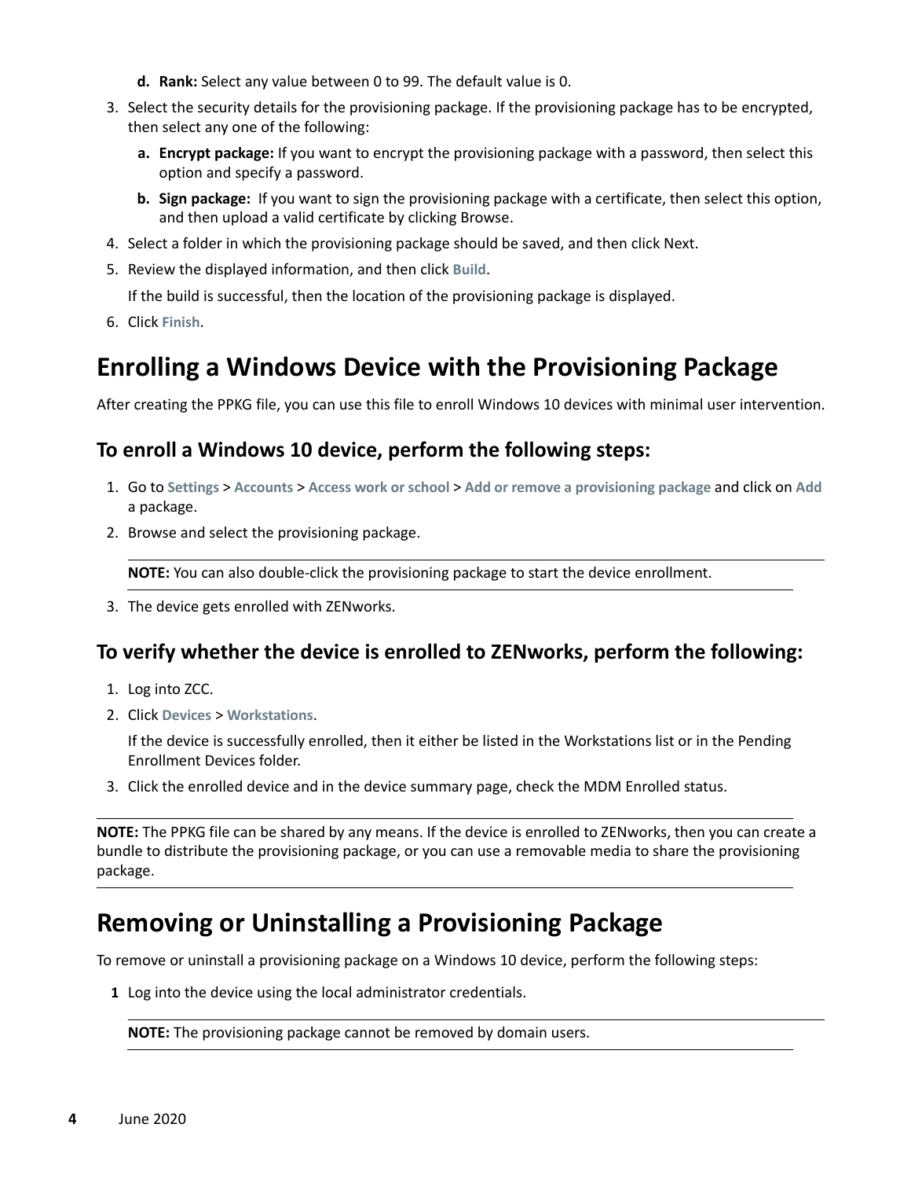d. **Rank:** Select any value between 0 to 99. The default value is 0.

3. Select the security details for the provisioning package. If the provisioning package has to be encrypted, then select any one of the following:

   a. **Encrypt package:** If you want to encrypt the provisioning package with a password, then select this option and specify a password.

   b. **Sign package:** If you want to sign the provisioning package with a certificate, then select this option, and then upload a valid certificate by clicking Browse.

4. Select a folder in which the provisioning package should be saved, and then click Next.

5. Review the displayed information, and then click **Build**.

   If the build is successful, then the location of the provisioning package is displayed.

6. Click **Finish**.

# Enrolling a Windows Device with the Provisioning Package

After creating the PPKG file, you can use this file to enroll Windows 10 devices with minimal user intervention.

## To enroll a Windows 10 device, perform the following steps:

1. Go to **Settings** > **Accounts** > **Access work or school** > **Add or remove a provisioning package** and click on **Add** a package.

2. Browse and select the provisioning package.

   **NOTE:** You can also double-click the provisioning package to start the device enrollment.

3. The device gets enrolled with ZENworks.

## To verify whether the device is enrolled to ZENworks, perform the following:

1. Log into ZCC.

2. Click **Devices** > **Workstations**.

   If the device is successfully enrolled, then it either be listed in the Workstations list or in the Pending Enrollment Devices folder.

3. Click the enrolled device and in the device summary page, check the MDM Enrolled status.

**NOTE:** The PPKG file can be shared by any means. If the device is enrolled to ZENworks, then you can create a bundle to distribute the provisioning package, or you can use a removable media to share the provisioning package.

# Removing or Uninstalling a Provisioning Package

To remove or uninstall a provisioning package on a Windows 10 device, perform the following steps:

**1** Log into the device using the local administrator credentials.

   **NOTE:** The provisioning package cannot be removed by domain users.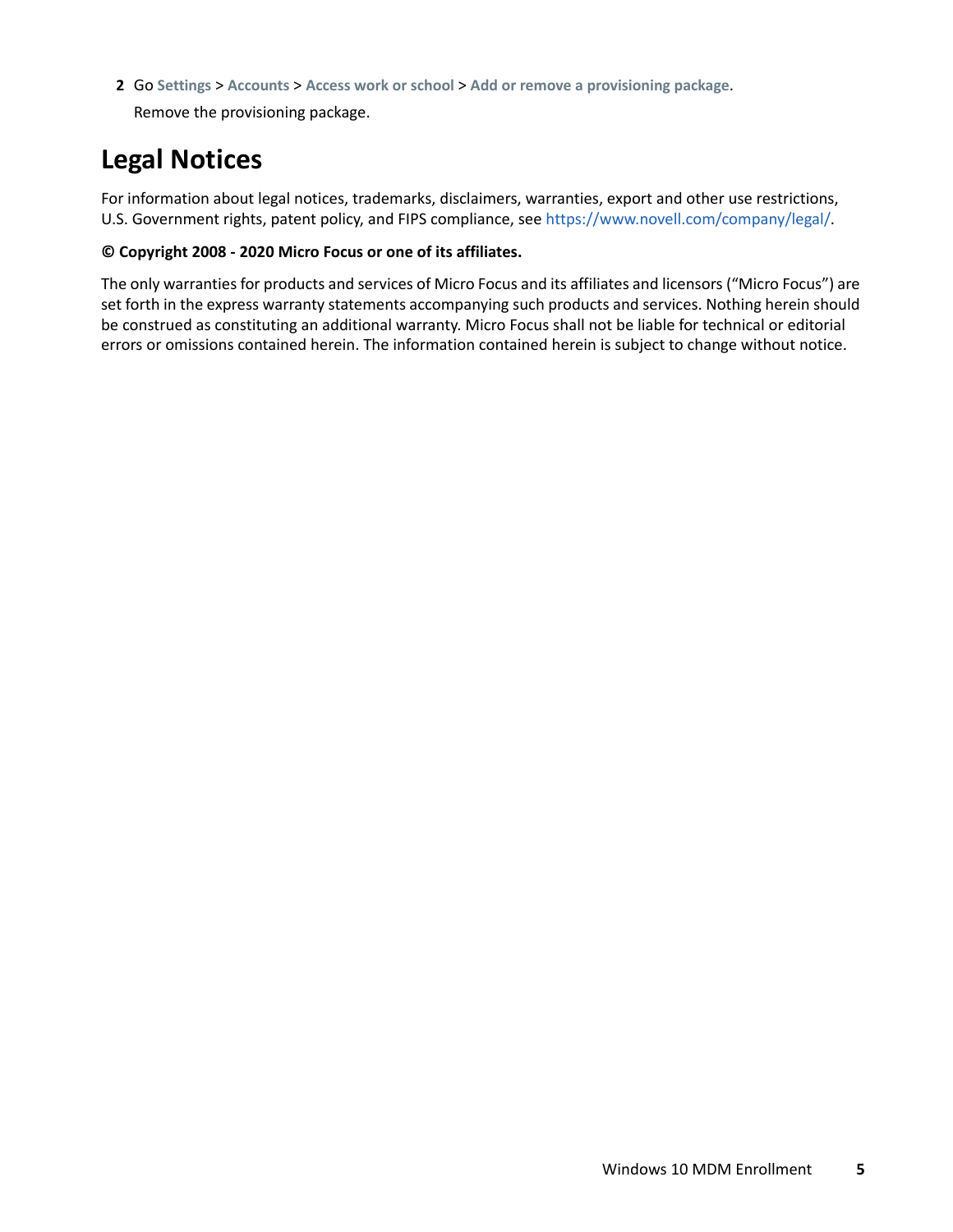2 Go **Settings** > **Accounts** > **Access work or school** > **Add or remove a provisioning package**.

   Remove the provisioning package.

## Legal Notices

For information about legal notices, trademarks, disclaimers, warranties, export and other use restrictions, U.S. Government rights, patent policy, and FIPS compliance, see https://www.novell.com/company/legal/.

**© Copyright 2008 - 2020 Micro Focus or one of its affiliates.**

The only warranties for products and services of Micro Focus and its affiliates and licensors ("Micro Focus") are set forth in the express warranty statements accompanying such products and services. Nothing herein should be construed as constituting an additional warranty. Micro Focus shall not be liable for technical or editorial errors or omissions contained herein. The information contained herein is subject to change without notice.